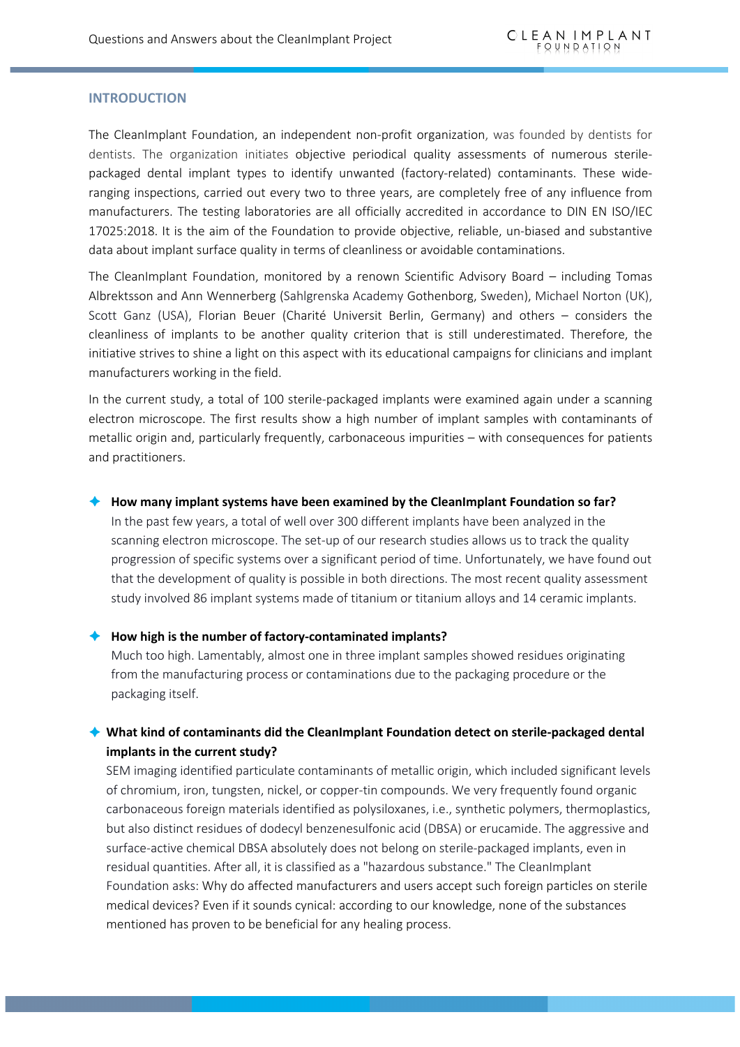## INTRODUCTION

The CleanImplant Foundation, an independent non-profit organization, was founded by dentists for dentists. The organization initiates objective periodical quality assessments of numerous sterile-packaged dental implant types to identify unwanted (factory-related) contaminants. These wide-ranging inspections, carried out every two to three years, are completely free of any influence from manufacturers. The testing laboratories are all officially accredited in accordance to DIN EN ISO/IEC 17025:2018. It is the aim of the Foundation to provide objective, reliable, un-biased and substantive data about implant surface quality in terms of cleanliness or avoidable contaminations.

The CleanImplant Foundation, monitored by a renown Scientific Advisory Board – including Tomas Albrektsson and Ann Wennerberg (Sahlgrenska Academy Gothenborg, Sweden), Michael Norton (UK), Scott Ganz (USA), Florian Beuer (Charité Universit Berlin, Germany) and others – considers the cleanliness of implants to be another quality criterion that is still underestimated. Therefore, the initiative strives to shine a light on this aspect with its educational campaigns for clinicians and implant manufacturers working in the field.

In the current study, a total of 100 sterile-packaged implants were examined again under a scanning electron microscope. The first results show a high number of implant samples with contaminants of metallic origin and, particularly frequently, carbonaceous impurities – with consequences for patients and practitioners.

- **How many implant systems have been examined by the CleanImplant Foundation so far?**
  In the past few years, a total of well over 300 different implants have been analyzed in the scanning electron microscope. The set-up of our research studies allows us to track the quality progression of specific systems over a significant period of time. Unfortunately, we have found out that the development of quality is possible in both directions. The most recent quality assessment study involved 86 implant systems made of titanium or titanium alloys and 14 ceramic implants.

- **How high is the number of factory-contaminated implants?**
  Much too high. Lamentably, almost one in three implant samples showed residues originating from the manufacturing process or contaminations due to the packaging procedure or the packaging itself.

- **What kind of contaminants did the CleanImplant Foundation detect on sterile-packaged dental implants in the current study?**
  SEM imaging identified particulate contaminants of metallic origin, which included significant levels of chromium, iron, tungsten, nickel, or copper-tin compounds. We very frequently found organic carbonaceous foreign materials identified as polysiloxanes, i.e., synthetic polymers, thermoplastics, but also distinct residues of dodecyl benzenesulfonic acid (DBSA) or erucamide. The aggressive and surface-active chemical DBSA absolutely does not belong on sterile-packaged implants, even in residual quantities. After all, it is classified as a "hazardous substance." The CleanImplant Foundation asks: Why do affected manufacturers and users accept such foreign particles on sterile medical devices? Even if it sounds cynical: according to our knowledge, none of the substances mentioned has proven to be beneficial for any healing process.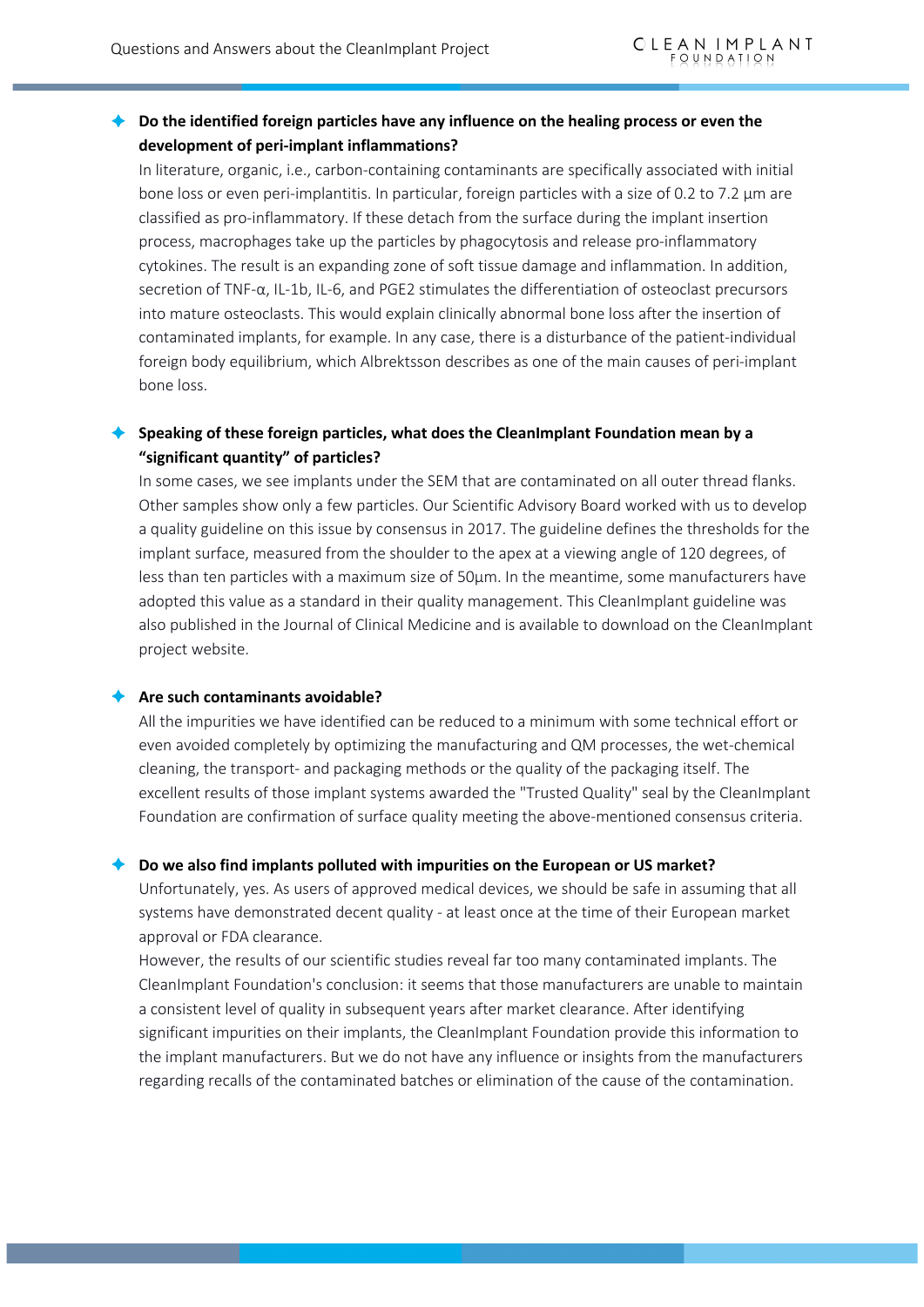**Do the identified foreign particles have any influence on the healing process or even the development of peri-implant inflammations?**

In literature, organic, i.e., carbon-containing contaminants are specifically associated with initial bone loss or even peri-implantitis. In particular, foreign particles with a size of 0.2 to 7.2 µm are classified as pro-inflammatory. If these detach from the surface during the implant insertion process, macrophages take up the particles by phagocytosis and release pro-inflammatory cytokines. The result is an expanding zone of soft tissue damage and inflammation. In addition, secretion of TNF-α, IL-1b, IL-6, and PGE2 stimulates the differentiation of osteoclast precursors into mature osteoclasts. This would explain clinically abnormal bone loss after the insertion of contaminated implants, for example. In any case, there is a disturbance of the patient-individual foreign body equilibrium, which Albrektsson describes as one of the main causes of peri-implant bone loss.

**Speaking of these foreign particles, what does the CleanImplant Foundation mean by a "significant quantity" of particles?**

In some cases, we see implants under the SEM that are contaminated on all outer thread flanks. Other samples show only a few particles. Our Scientific Advisory Board worked with us to develop a quality guideline on this issue by consensus in 2017. The guideline defines the thresholds for the implant surface, measured from the shoulder to the apex at a viewing angle of 120 degrees, of less than ten particles with a maximum size of 50µm. In the meantime, some manufacturers have adopted this value as a standard in their quality management. This CleanImplant guideline was also published in the Journal of Clinical Medicine and is available to download on the CleanImplant project website.

**Are such contaminants avoidable?**

All the impurities we have identified can be reduced to a minimum with some technical effort or even avoided completely by optimizing the manufacturing and QM processes, the wet-chemical cleaning, the transport- and packaging methods or the quality of the packaging itself. The excellent results of those implant systems awarded the "Trusted Quality" seal by the CleanImplant Foundation are confirmation of surface quality meeting the above-mentioned consensus criteria.

**Do we also find implants polluted with impurities on the European or US market?**

Unfortunately, yes. As users of approved medical devices, we should be safe in assuming that all systems have demonstrated decent quality - at least once at the time of their European market approval or FDA clearance.

However, the results of our scientific studies reveal far too many contaminated implants. The CleanImplant Foundation's conclusion: it seems that those manufacturers are unable to maintain a consistent level of quality in subsequent years after market clearance. After identifying significant impurities on their implants, the CleanImplant Foundation provide this information to the implant manufacturers. But we do not have any influence or insights from the manufacturers regarding recalls of the contaminated batches or elimination of the cause of the contamination.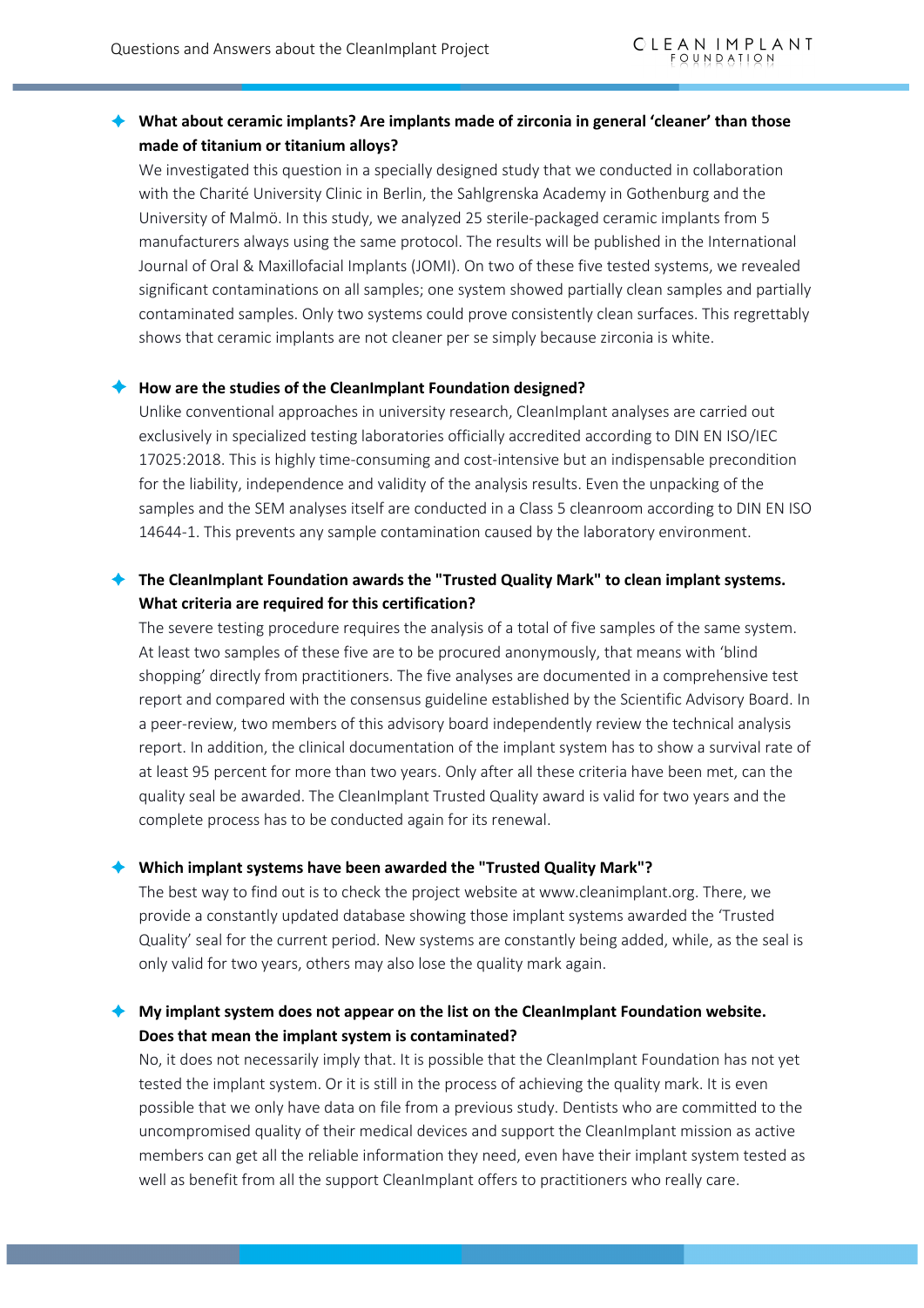### What about ceramic implants? Are implants made of zirconia in general 'cleaner' than those made of titanium or titanium alloys?

We investigated this question in a specially designed study that we conducted in collaboration with the Charité University Clinic in Berlin, the Sahlgrenska Academy in Gothenburg and the University of Malmö. In this study, we analyzed 25 sterile-packaged ceramic implants from 5 manufacturers always using the same protocol. The results will be published in the International Journal of Oral & Maxillofacial Implants (JOMI). On two of these five tested systems, we revealed significant contaminations on all samples; one system showed partially clean samples and partially contaminated samples. Only two systems could prove consistently clean surfaces. This regrettably shows that ceramic implants are not cleaner per se simply because zirconia is white.

### How are the studies of the CleanImplant Foundation designed?

Unlike conventional approaches in university research, CleanImplant analyses are carried out exclusively in specialized testing laboratories officially accredited according to DIN EN ISO/IEC 17025:2018. This is highly time-consuming and cost-intensive but an indispensable precondition for the liability, independence and validity of the analysis results. Even the unpacking of the samples and the SEM analyses itself are conducted in a Class 5 cleanroom according to DIN EN ISO 14644-1. This prevents any sample contamination caused by the laboratory environment.

### The CleanImplant Foundation awards the "Trusted Quality Mark" to clean implant systems. What criteria are required for this certification?

The severe testing procedure requires the analysis of a total of five samples of the same system. At least two samples of these five are to be procured anonymously, that means with 'blind shopping' directly from practitioners. The five analyses are documented in a comprehensive test report and compared with the consensus guideline established by the Scientific Advisory Board. In a peer-review, two members of this advisory board independently review the technical analysis report. In addition, the clinical documentation of the implant system has to show a survival rate of at least 95 percent for more than two years. Only after all these criteria have been met, can the quality seal be awarded. The CleanImplant Trusted Quality award is valid for two years and the complete process has to be conducted again for its renewal.

### Which implant systems have been awarded the "Trusted Quality Mark"?

The best way to find out is to check the project website at www.cleanimplant.org. There, we provide a constantly updated database showing those implant systems awarded the 'Trusted Quality' seal for the current period. New systems are constantly being added, while, as the seal is only valid for two years, others may also lose the quality mark again.

### My implant system does not appear on the list on the CleanImplant Foundation website. Does that mean the implant system is contaminated?

No, it does not necessarily imply that. It is possible that the CleanImplant Foundation has not yet tested the implant system. Or it is still in the process of achieving the quality mark. It is even possible that we only have data on file from a previous study. Dentists who are committed to the uncompromised quality of their medical devices and support the CleanImplant mission as active members can get all the reliable information they need, even have their implant system tested as well as benefit from all the support CleanImplant offers to practitioners who really care.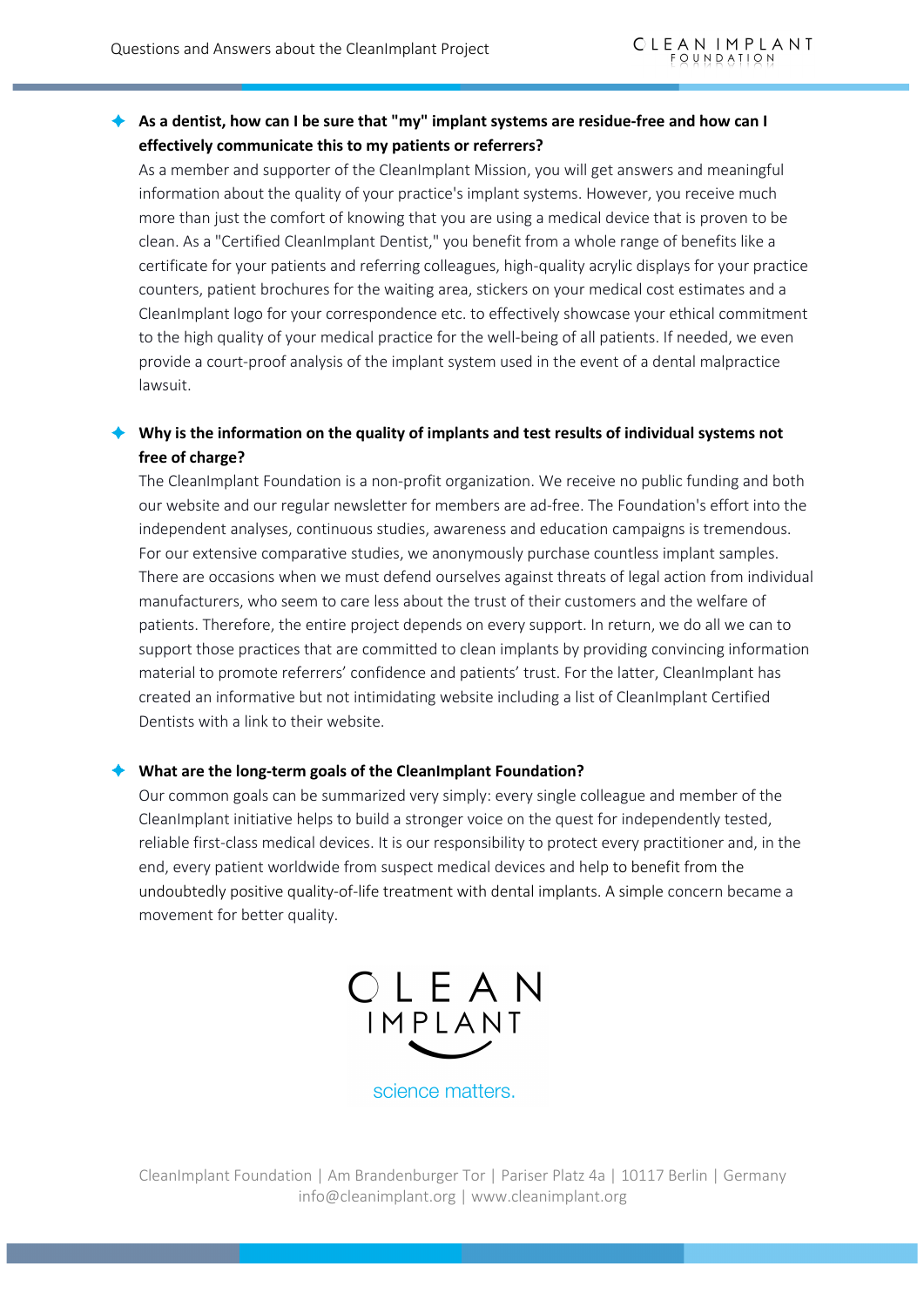- **As a dentist, how can I be sure that "my" implant systems are residue-free and how can I effectively communicate this to my patients or referrers?**

  As a member and supporter of the CleanImplant Mission, you will get answers and meaningful information about the quality of your practice's implant systems. However, you receive much more than just the comfort of knowing that you are using a medical device that is proven to be clean. As a "Certified CleanImplant Dentist," you benefit from a whole range of benefits like a certificate for your patients and referring colleagues, high-quality acrylic displays for your practice counters, patient brochures for the waiting area, stickers on your medical cost estimates and a CleanImplant logo for your correspondence etc. to effectively showcase your ethical commitment to the high quality of your medical practice for the well-being of all patients. If needed, we even provide a court-proof analysis of the implant system used in the event of a dental malpractice lawsuit.

- **Why is the information on the quality of implants and test results of individual systems not free of charge?**

  The CleanImplant Foundation is a non-profit organization. We receive no public funding and both our website and our regular newsletter for members are ad-free. The Foundation's effort into the independent analyses, continuous studies, awareness and education campaigns is tremendous. For our extensive comparative studies, we anonymously purchase countless implant samples. There are occasions when we must defend ourselves against threats of legal action from individual manufacturers, who seem to care less about the trust of their customers and the welfare of patients. Therefore, the entire project depends on every support. In return, we do all we can to support those practices that are committed to clean implants by providing convincing information material to promote referrers' confidence and patients' trust. For the latter, CleanImplant has created an informative but not intimidating website including a list of CleanImplant Certified Dentists with a link to their website.

- **What are the long-term goals of the CleanImplant Foundation?**

  Our common goals can be summarized very simply: every single colleague and member of the CleanImplant initiative helps to build a stronger voice on the quest for independently tested, reliable first-class medical devices. It is our responsibility to protect every practitioner and, in the end, every patient worldwide from suspect medical devices and help to benefit from the undoubtedly positive quality-of-life treatment with dental implants. A simple concern became a movement for better quality.

CLEAN IMPLANT

science matters.

CleanImplant Foundation | Am Brandenburger Tor | Pariser Platz 4a | 10117 Berlin | Germany
info@cleanimplant.org | www.cleanimplant.org